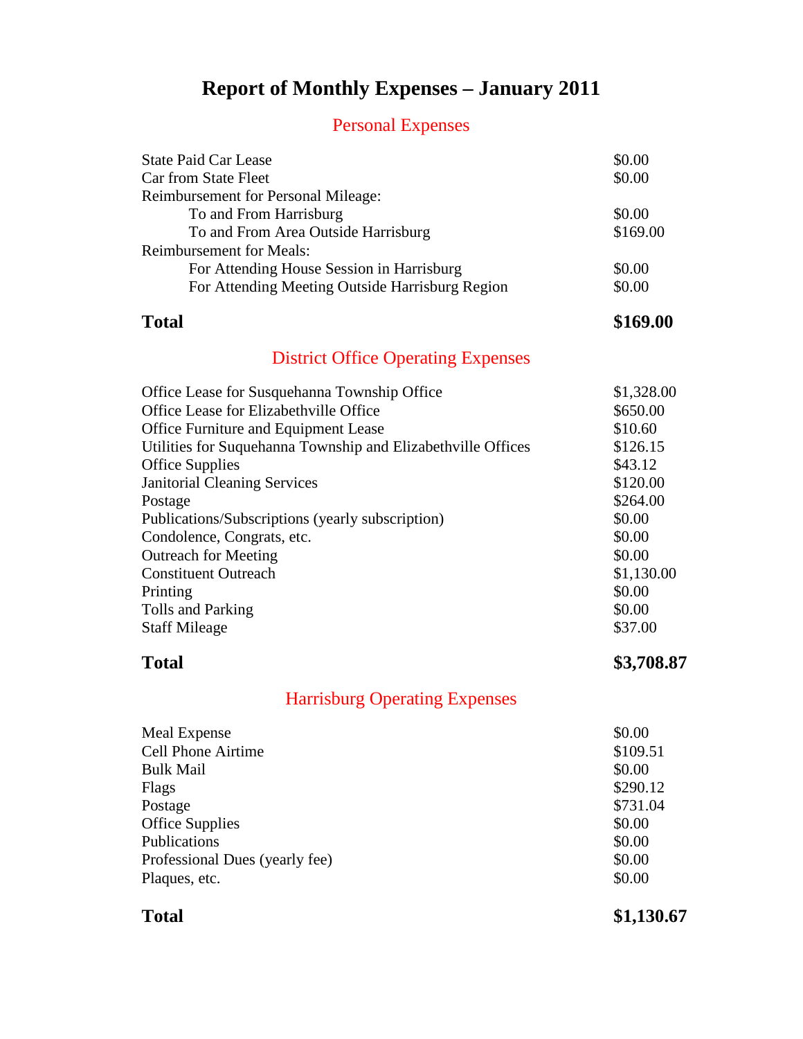# Report of Monthly Expenses – January 2011

## Personal Expenses

| | |
|---|---|
| State Paid Car Lease | $0.00 |
| Car from State Fleet | $0.00 |
| Reimbursement for Personal Mileage: | |
| To and From Harrisburg | $0.00 |
| To and From Area Outside Harrisburg | $169.00 |
| Reimbursement for Meals: | |
| For Attending House Session in Harrisburg | $0.00 |
| For Attending Meeting Outside Harrisburg Region | $0.00 |
| **Total** | **$169.00** |

## District Office Operating Expenses

| | |
|---|---|
| Office Lease for Susquehanna Township Office | $1,328.00 |
| Office Lease for Elizabethville Office | $650.00 |
| Office Furniture and Equipment Lease | $10.60 |
| Utilities for Suquehanna Township and Elizabethville Offices | $126.15 |
| Office Supplies | $43.12 |
| Janitorial Cleaning Services | $120.00 |
| Postage | $264.00 |
| Publications/Subscriptions (yearly subscription) | $0.00 |
| Condolence, Congrats, etc. | $0.00 |
| Outreach for Meeting | $0.00 |
| Constituent Outreach | $1,130.00 |
| Printing | $0.00 |
| Tolls and Parking | $0.00 |
| Staff Mileage | $37.00 |
| **Total** | **$3,708.87** |

## Harrisburg Operating Expenses

| | |
|---|---|
| Meal Expense | $0.00 |
| Cell Phone Airtime | $109.51 |
| Bulk Mail | $0.00 |
| Flags | $290.12 |
| Postage | $731.04 |
| Office Supplies | $0.00 |
| Publications | $0.00 |
| Professional Dues (yearly fee) | $0.00 |
| Plaques, etc. | $0.00 |
| **Total** | **$1,130.67** |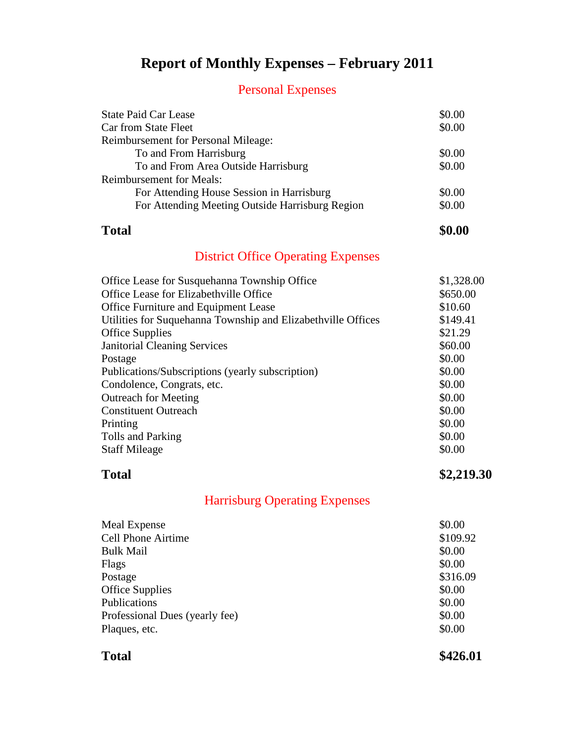# Report of Monthly Expenses – February 2011

## Personal Expenses

| | |
|---|---|
| State Paid Car Lease | $0.00 |
| Car from State Fleet | $0.00 |
| Reimbursement for Personal Mileage: | |
| To and From Harrisburg | $0.00 |
| To and From Area Outside Harrisburg | $0.00 |
| Reimbursement for Meals: | |
| For Attending House Session in Harrisburg | $0.00 |
| For Attending Meeting Outside Harrisburg Region | $0.00 |
| **Total** | **$0.00** |

## District Office Operating Expenses

| | |
|---|---|
| Office Lease for Susquehanna Township Office | $1,328.00 |
| Office Lease for Elizabethville Office | $650.00 |
| Office Furniture and Equipment Lease | $10.60 |
| Utilities for Suquehanna Township and Elizabethville Offices | $149.41 |
| Office Supplies | $21.29 |
| Janitorial Cleaning Services | $60.00 |
| Postage | $0.00 |
| Publications/Subscriptions (yearly subscription) | $0.00 |
| Condolence, Congrats, etc. | $0.00 |
| Outreach for Meeting | $0.00 |
| Constituent Outreach | $0.00 |
| Printing | $0.00 |
| Tolls and Parking | $0.00 |
| Staff Mileage | $0.00 |
| **Total** | **$2,219.30** |

## Harrisburg Operating Expenses

| | |
|---|---|
| Meal Expense | $0.00 |
| Cell Phone Airtime | $109.92 |
| Bulk Mail | $0.00 |
| Flags | $0.00 |
| Postage | $316.09 |
| Office Supplies | $0.00 |
| Publications | $0.00 |
| Professional Dues (yearly fee) | $0.00 |
| Plaques, etc. | $0.00 |
| **Total** | **$426.01** |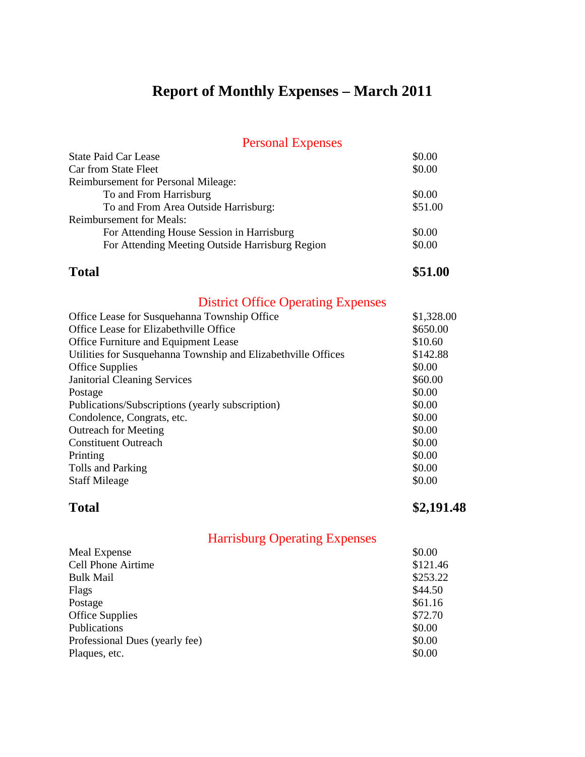# Report of Monthly Expenses – March 2011

## Personal Expenses

| | |
|---|---|
| State Paid Car Lease | $0.00 |
| Car from State Fleet | $0.00 |
| Reimbursement for Personal Mileage: | |
| To and From Harrisburg | $0.00 |
| To and From Area Outside Harrisburg: | $51.00 |
| Reimbursement for Meals: | |
| For Attending House Session in Harrisburg | $0.00 |
| For Attending Meeting Outside Harrisburg Region | $0.00 |
| **Total** | **$51.00** |

## District Office Operating Expenses

| | |
|---|---|
| Office Lease for Susquehanna Township Office | $1,328.00 |
| Office Lease for Elizabethville Office | $650.00 |
| Office Furniture and Equipment Lease | $10.60 |
| Utilities for Susquehanna Township and Elizabethville Offices | $142.88 |
| Office Supplies | $0.00 |
| Janitorial Cleaning Services | $60.00 |
| Postage | $0.00 |
| Publications/Subscriptions (yearly subscription) | $0.00 |
| Condolence, Congrats, etc. | $0.00 |
| Outreach for Meeting | $0.00 |
| Constituent Outreach | $0.00 |
| Printing | $0.00 |
| Tolls and Parking | $0.00 |
| Staff Mileage | $0.00 |
| **Total** | **$2,191.48** |

## Harrisburg Operating Expenses

| | |
|---|---|
| Meal Expense | $0.00 |
| Cell Phone Airtime | $121.46 |
| Bulk Mail | $253.22 |
| Flags | $44.50 |
| Postage | $61.16 |
| Office Supplies | $72.70 |
| Publications | $0.00 |
| Professional Dues (yearly fee) | $0.00 |
| Plaques, etc. | $0.00 |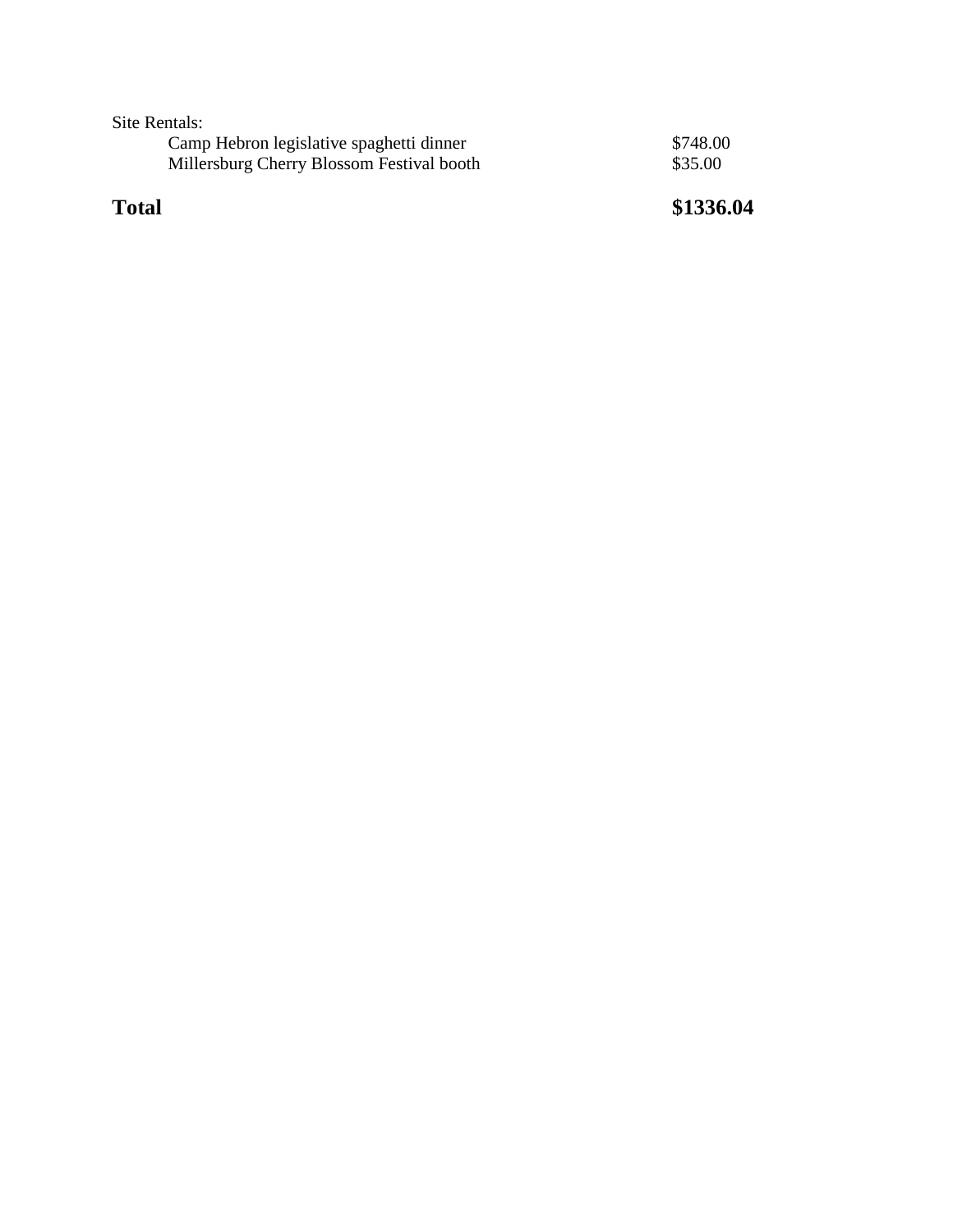Site Rentals:

| | |
|---|---|
| Camp Hebron legislative spaghetti dinner | $748.00 |
| Millersburg Cherry Blossom Festival booth | $35.00 |
| **Total** | **$1336.04** |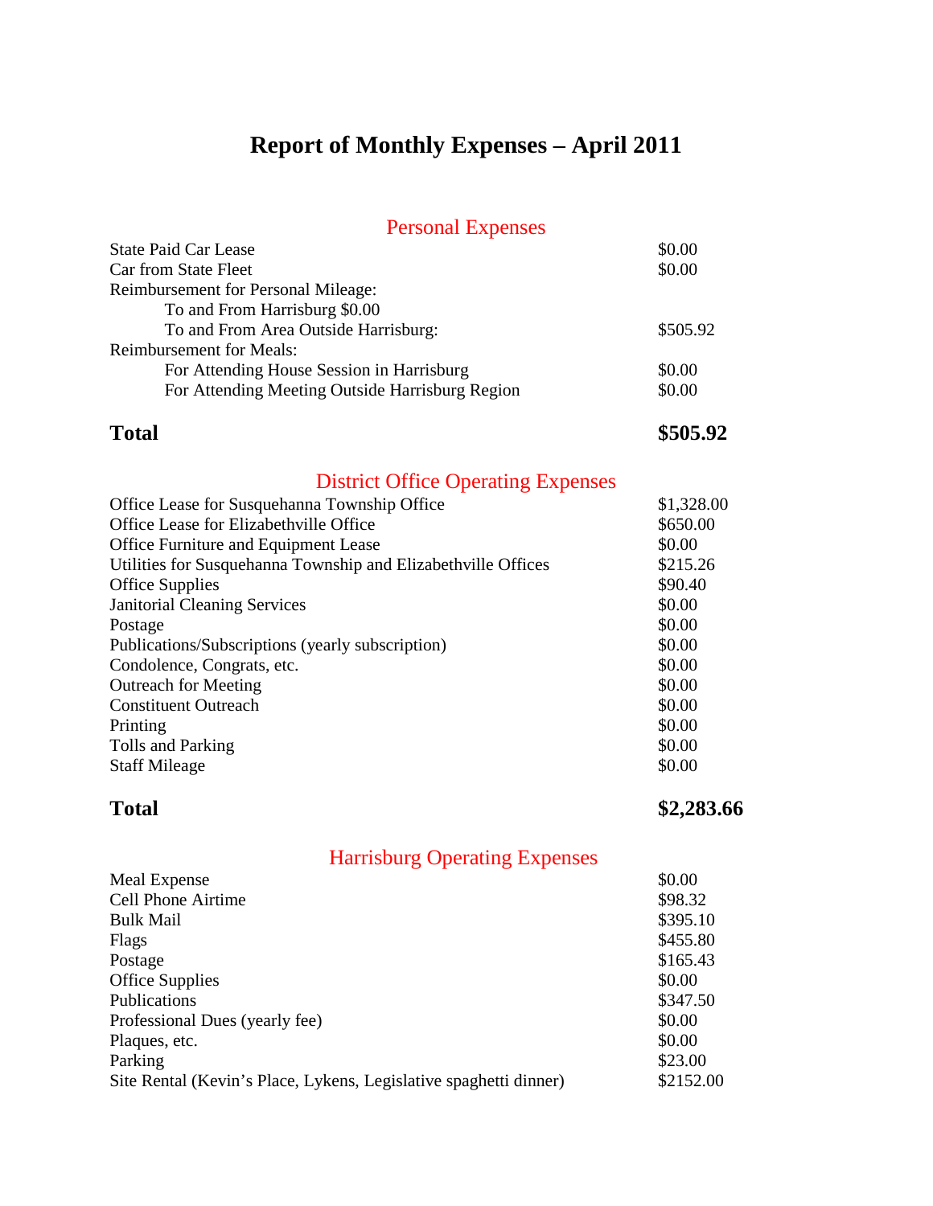# Report of Monthly Expenses – April 2011

## Personal Expenses

| | |
|---|---|
| State Paid Car Lease | $0.00 |
| Car from State Fleet | $0.00 |
| Reimbursement for Personal Mileage: | |
| To and From Harrisburg $0.00 | |
| To and From Area Outside Harrisburg: | $505.92 |
| Reimbursement for Meals: | |
| For Attending House Session in Harrisburg | $0.00 |
| For Attending Meeting Outside Harrisburg Region | $0.00 |
| **Total** | **$505.92** |

## District Office Operating Expenses

| | |
|---|---|
| Office Lease for Susquehanna Township Office | $1,328.00 |
| Office Lease for Elizabethville Office | $650.00 |
| Office Furniture and Equipment Lease | $0.00 |
| Utilities for Susquehanna Township and Elizabethville Offices | $215.26 |
| Office Supplies | $90.40 |
| Janitorial Cleaning Services | $0.00 |
| Postage | $0.00 |
| Publications/Subscriptions (yearly subscription) | $0.00 |
| Condolence, Congrats, etc. | $0.00 |
| Outreach for Meeting | $0.00 |
| Constituent Outreach | $0.00 |
| Printing | $0.00 |
| Tolls and Parking | $0.00 |
| Staff Mileage | $0.00 |
| **Total** | **$2,283.66** |

## Harrisburg Operating Expenses

| | |
|---|---|
| Meal Expense | $0.00 |
| Cell Phone Airtime | $98.32 |
| Bulk Mail | $395.10 |
| Flags | $455.80 |
| Postage | $165.43 |
| Office Supplies | $0.00 |
| Publications | $347.50 |
| Professional Dues (yearly fee) | $0.00 |
| Plaques, etc. | $0.00 |
| Parking | $23.00 |
| Site Rental (Kevin's Place, Lykens, Legislative spaghetti dinner) | $2152.00 |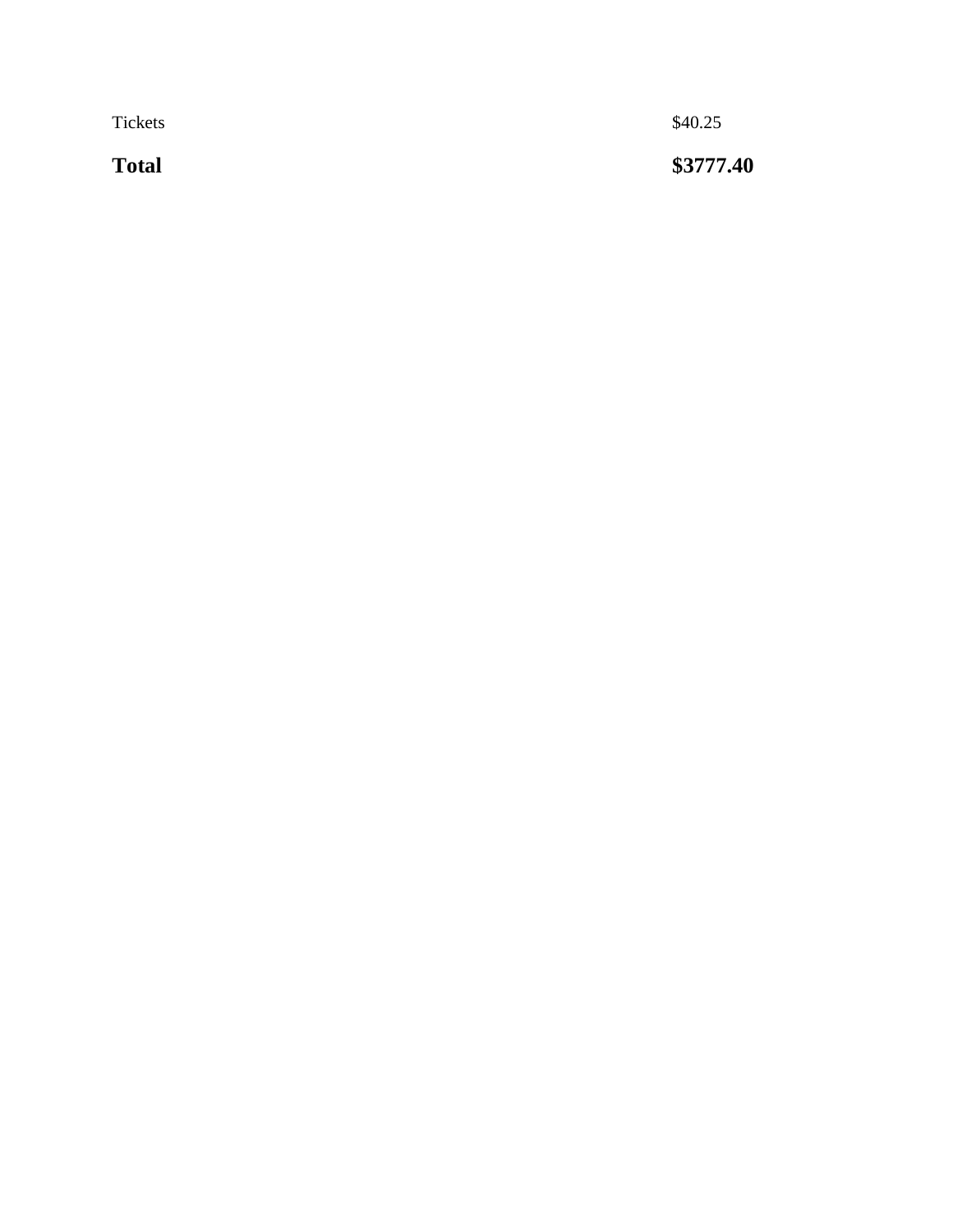| | |
|---|---|
| Tickets | $40.25 |
| **Total** | **$3777.40** |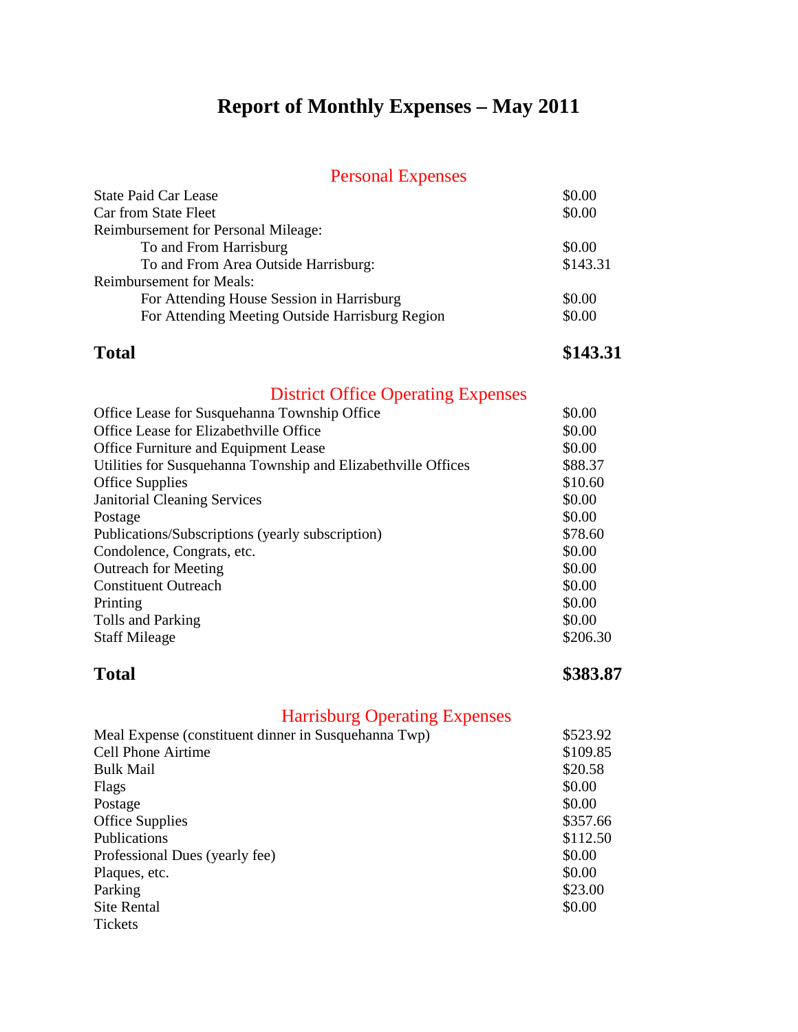# Report of Monthly Expenses – May 2011

## Personal Expenses

| | |
|---|---|
| State Paid Car Lease | $0.00 |
| Car from State Fleet | $0.00 |
| Reimbursement for Personal Mileage: | |
| To and From Harrisburg | $0.00 |
| To and From Area Outside Harrisburg: | $143.31 |
| Reimbursement for Meals: | |
| For Attending House Session in Harrisburg | $0.00 |
| For Attending Meeting Outside Harrisburg Region | $0.00 |
| **Total** | **$143.31** |

## District Office Operating Expenses

| | |
|---|---|
| Office Lease for Susquehanna Township Office | $0.00 |
| Office Lease for Elizabethville Office | $0.00 |
| Office Furniture and Equipment Lease | $0.00 |
| Utilities for Susquehanna Township and Elizabethville Offices | $88.37 |
| Office Supplies | $10.60 |
| Janitorial Cleaning Services | $0.00 |
| Postage | $0.00 |
| Publications/Subscriptions (yearly subscription) | $78.60 |
| Condolence, Congrats, etc. | $0.00 |
| Outreach for Meeting | $0.00 |
| Constituent Outreach | $0.00 |
| Printing | $0.00 |
| Tolls and Parking | $0.00 |
| Staff Mileage | $206.30 |
| **Total** | **$383.87** |

## Harrisburg Operating Expenses

| | |
|---|---|
| Meal Expense (constituent dinner in Susquehanna Twp) | $523.92 |
| Cell Phone Airtime | $109.85 |
| Bulk Mail | $20.58 |
| Flags | $0.00 |
| Postage | $0.00 |
| Office Supplies | $357.66 |
| Publications | $112.50 |
| Professional Dues (yearly fee) | $0.00 |
| Plaques, etc. | $0.00 |
| Parking | $23.00 |
| Site Rental | $0.00 |
| Tickets | |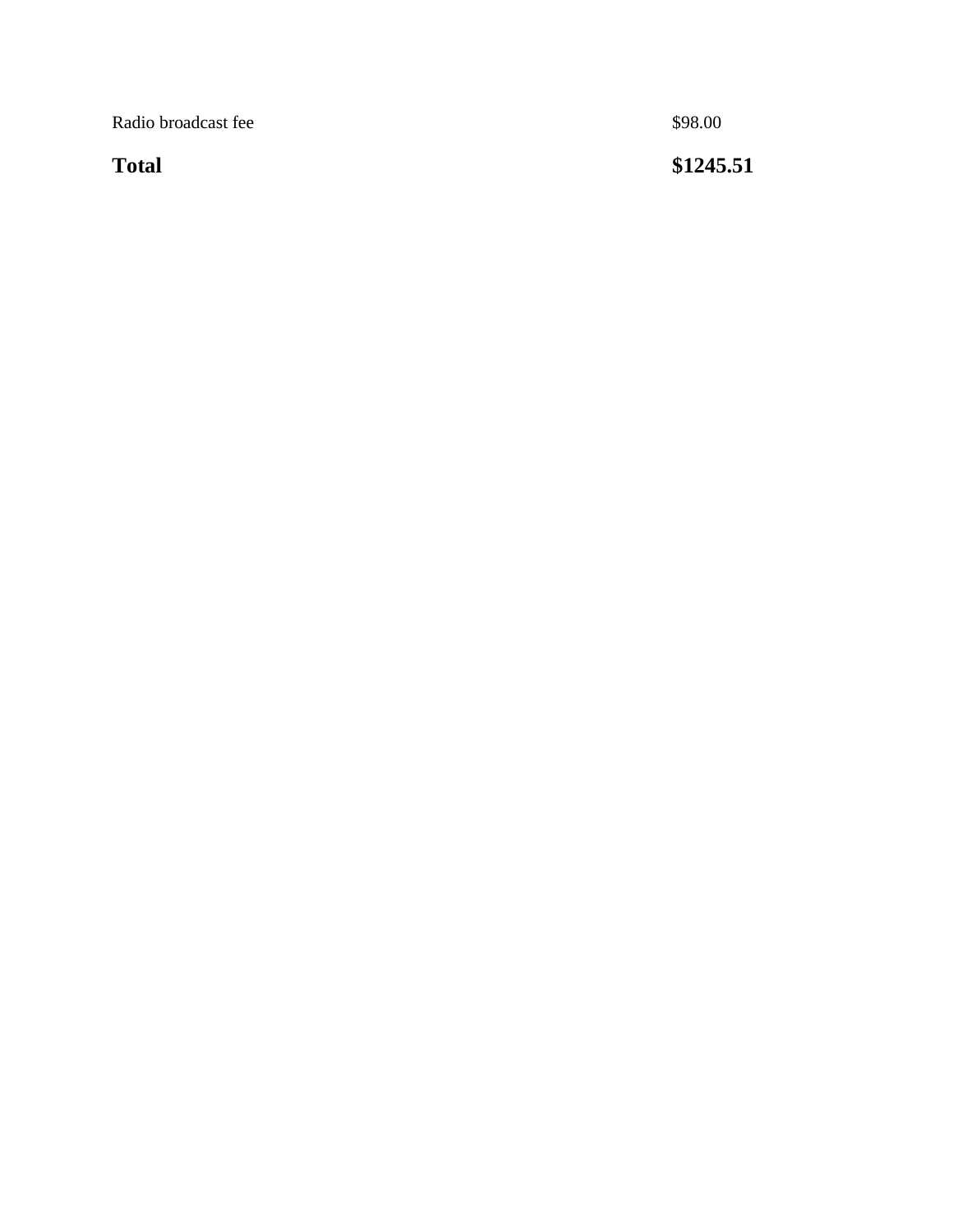| | |
|---|---|
| Radio broadcast fee | $98.00 |
| **Total** | **$1245.51** |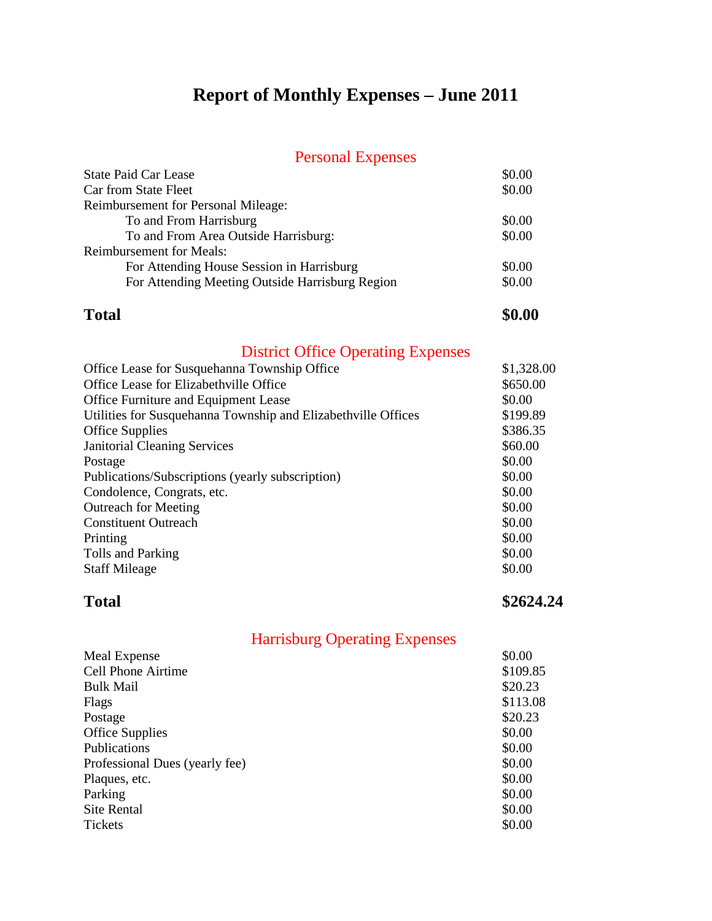# Report of Monthly Expenses – June 2011

## Personal Expenses

| | |
|---|---|
| State Paid Car Lease | $0.00 |
| Car from State Fleet | $0.00 |
| Reimbursement for Personal Mileage: | |
| To and From Harrisburg | $0.00 |
| To and From Area Outside Harrisburg: | $0.00 |
| Reimbursement for Meals: | |
| For Attending House Session in Harrisburg | $0.00 |
| For Attending Meeting Outside Harrisburg Region | $0.00 |
| **Total** | **$0.00** |

## District Office Operating Expenses

| | |
|---|---|
| Office Lease for Susquehanna Township Office | $1,328.00 |
| Office Lease for Elizabethville Office | $650.00 |
| Office Furniture and Equipment Lease | $0.00 |
| Utilities for Susquehanna Township and Elizabethville Offices | $199.89 |
| Office Supplies | $386.35 |
| Janitorial Cleaning Services | $60.00 |
| Postage | $0.00 |
| Publications/Subscriptions (yearly subscription) | $0.00 |
| Condolence, Congrats, etc. | $0.00 |
| Outreach for Meeting | $0.00 |
| Constituent Outreach | $0.00 |
| Printing | $0.00 |
| Tolls and Parking | $0.00 |
| Staff Mileage | $0.00 |
| **Total** | **$2624.24** |

## Harrisburg Operating Expenses

| | |
|---|---|
| Meal Expense | $0.00 |
| Cell Phone Airtime | $109.85 |
| Bulk Mail | $20.23 |
| Flags | $113.08 |
| Postage | $20.23 |
| Office Supplies | $0.00 |
| Publications | $0.00 |
| Professional Dues (yearly fee) | $0.00 |
| Plaques, etc. | $0.00 |
| Parking | $0.00 |
| Site Rental | $0.00 |
| Tickets | $0.00 |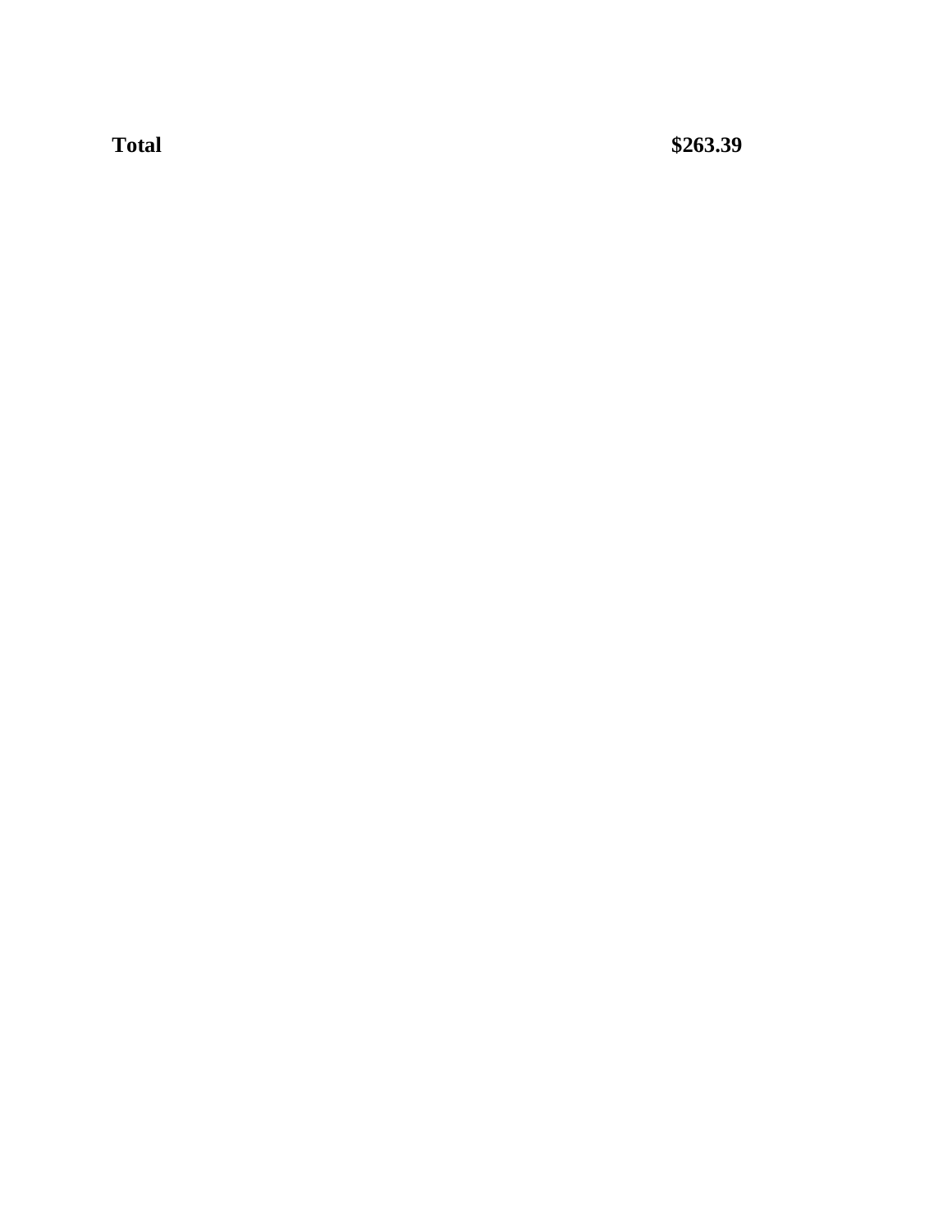| | |
|---|---|
| **Total** | **$263.39** |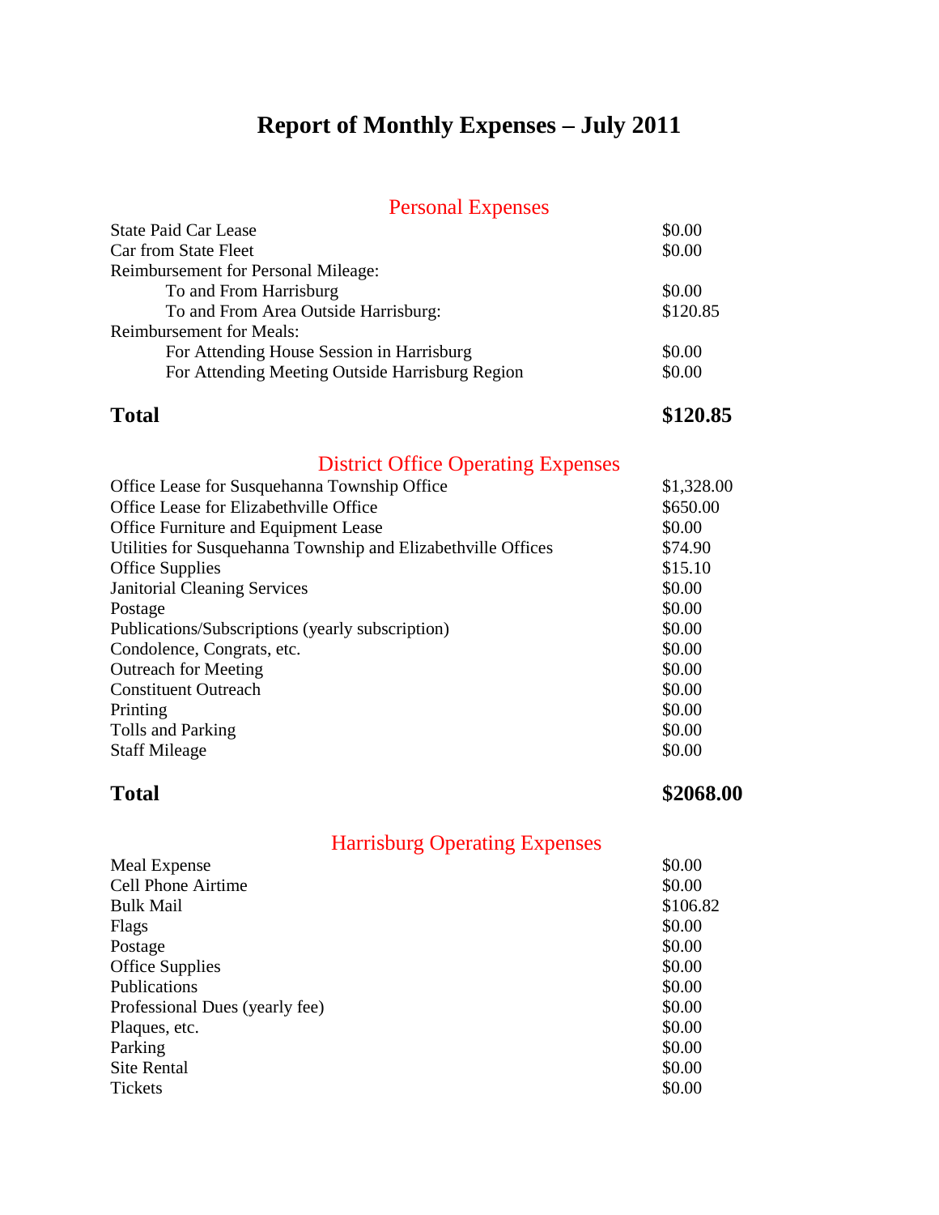# Report of Monthly Expenses – July 2011

## Personal Expenses

| | |
|---|---|
| State Paid Car Lease | $0.00 |
| Car from State Fleet | $0.00 |
| Reimbursement for Personal Mileage: | |
| To and From Harrisburg | $0.00 |
| To and From Area Outside Harrisburg: | $120.85 |
| Reimbursement for Meals: | |
| For Attending House Session in Harrisburg | $0.00 |
| For Attending Meeting Outside Harrisburg Region | $0.00 |
| **Total** | **$120.85** |

## District Office Operating Expenses

| | |
|---|---|
| Office Lease for Susquehanna Township Office | $1,328.00 |
| Office Lease for Elizabethville Office | $650.00 |
| Office Furniture and Equipment Lease | $0.00 |
| Utilities for Susquehanna Township and Elizabethville Offices | $74.90 |
| Office Supplies | $15.10 |
| Janitorial Cleaning Services | $0.00 |
| Postage | $0.00 |
| Publications/Subscriptions (yearly subscription) | $0.00 |
| Condolence, Congrats, etc. | $0.00 |
| Outreach for Meeting | $0.00 |
| Constituent Outreach | $0.00 |
| Printing | $0.00 |
| Tolls and Parking | $0.00 |
| Staff Mileage | $0.00 |
| **Total** | **$2068.00** |

## Harrisburg Operating Expenses

| | |
|---|---|
| Meal Expense | $0.00 |
| Cell Phone Airtime | $0.00 |
| Bulk Mail | $106.82 |
| Flags | $0.00 |
| Postage | $0.00 |
| Office Supplies | $0.00 |
| Publications | $0.00 |
| Professional Dues (yearly fee) | $0.00 |
| Plaques, etc. | $0.00 |
| Parking | $0.00 |
| Site Rental | $0.00 |
| Tickets | $0.00 |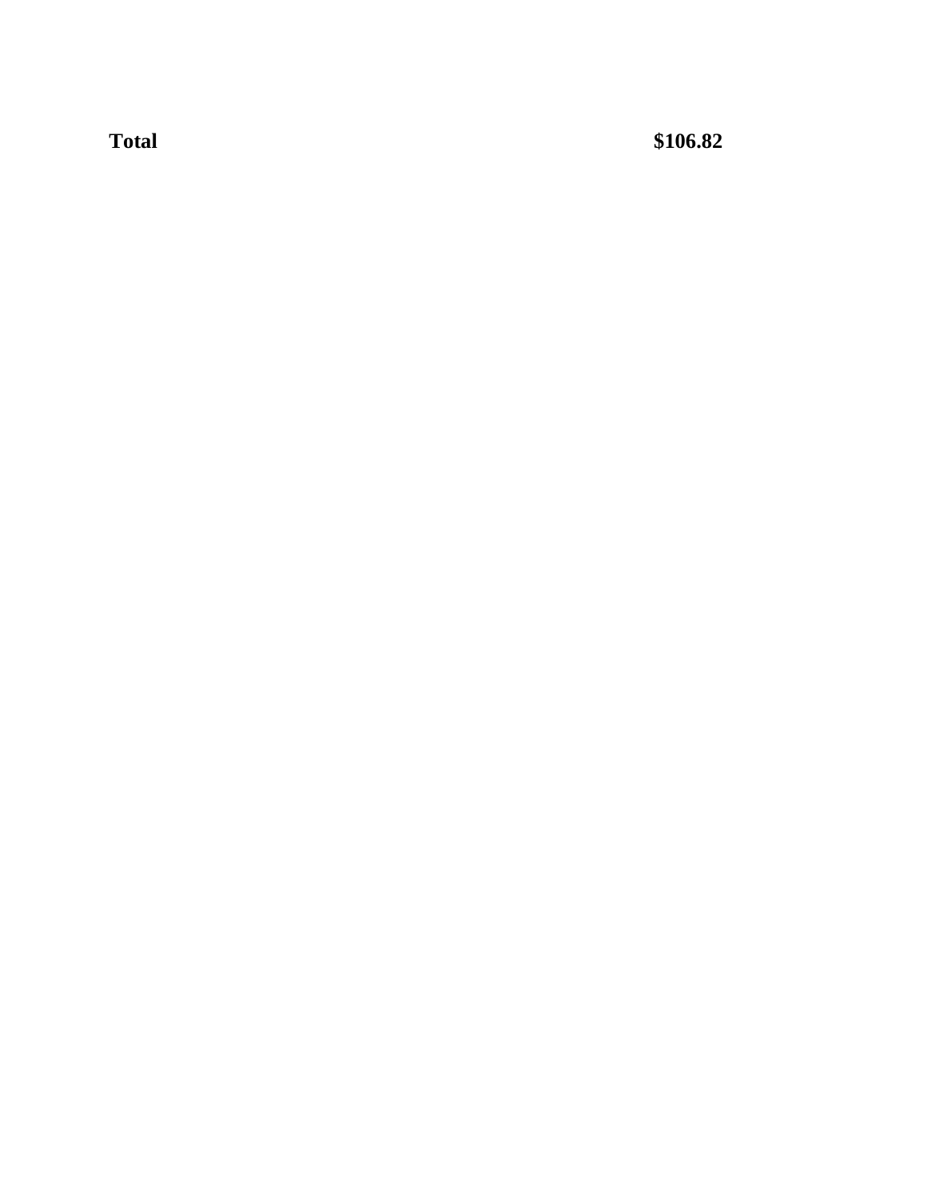| | |
|---|---|
| **Total** | **$106.82** |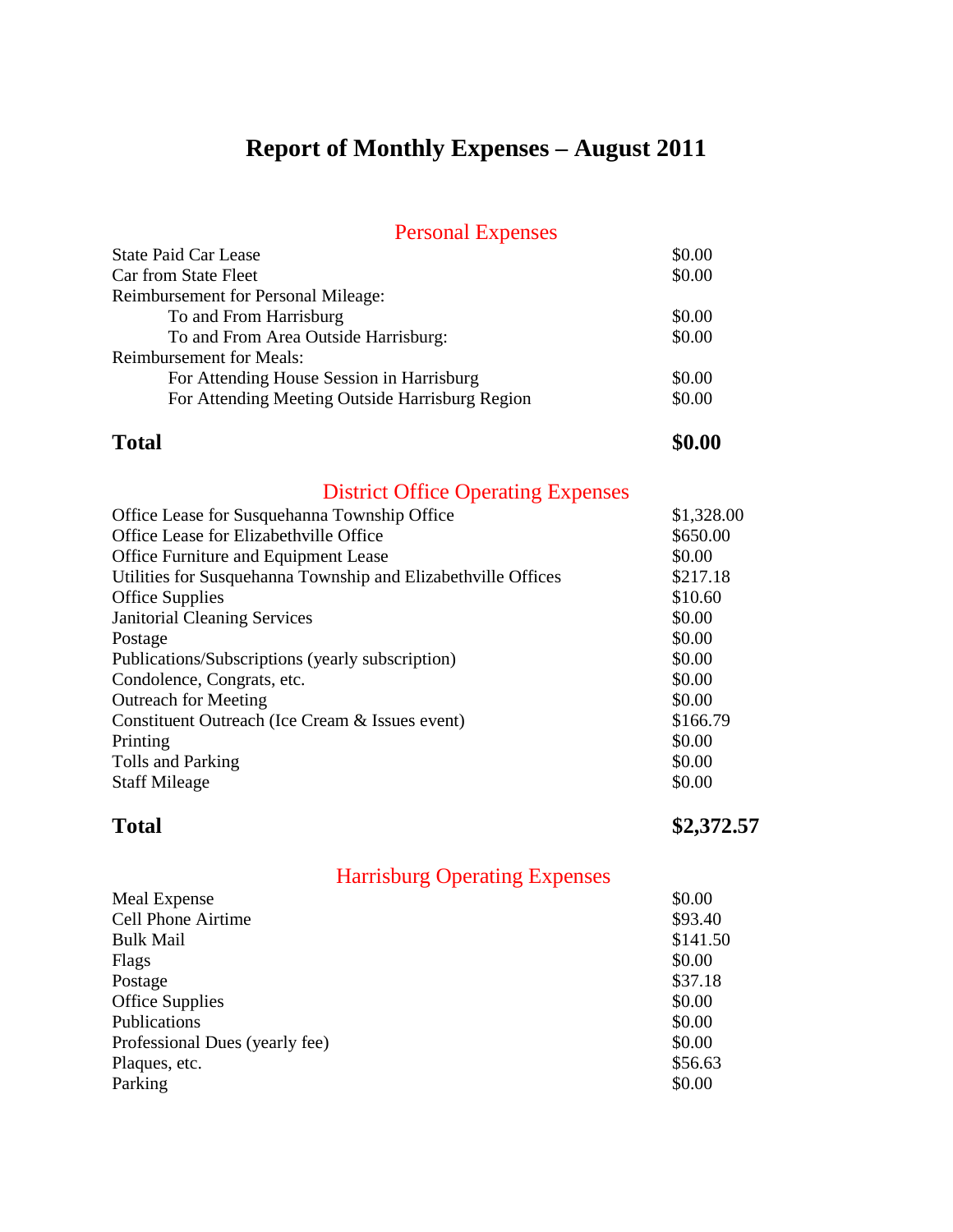# Report of Monthly Expenses – August 2011

## Personal Expenses

| | |
|---|---|
| State Paid Car Lease | $0.00 |
| Car from State Fleet | $0.00 |
| Reimbursement for Personal Mileage: | |
| To and From Harrisburg | $0.00 |
| To and From Area Outside Harrisburg: | $0.00 |
| Reimbursement for Meals: | |
| For Attending House Session in Harrisburg | $0.00 |
| For Attending Meeting Outside Harrisburg Region | $0.00 |
| **Total** | **$0.00** |

## District Office Operating Expenses

| | |
|---|---|
| Office Lease for Susquehanna Township Office | $1,328.00 |
| Office Lease for Elizabethville Office | $650.00 |
| Office Furniture and Equipment Lease | $0.00 |
| Utilities for Susquehanna Township and Elizabethville Offices | $217.18 |
| Office Supplies | $10.60 |
| Janitorial Cleaning Services | $0.00 |
| Postage | $0.00 |
| Publications/Subscriptions (yearly subscription) | $0.00 |
| Condolence, Congrats, etc. | $0.00 |
| Outreach for Meeting | $0.00 |
| Constituent Outreach (Ice Cream & Issues event) | $166.79 |
| Printing | $0.00 |
| Tolls and Parking | $0.00 |
| Staff Mileage | $0.00 |
| **Total** | **$2,372.57** |

## Harrisburg Operating Expenses

| | |
|---|---|
| Meal Expense | $0.00 |
| Cell Phone Airtime | $93.40 |
| Bulk Mail | $141.50 |
| Flags | $0.00 |
| Postage | $37.18 |
| Office Supplies | $0.00 |
| Publications | $0.00 |
| Professional Dues (yearly fee) | $0.00 |
| Plaques, etc. | $56.63 |
| Parking | $0.00 |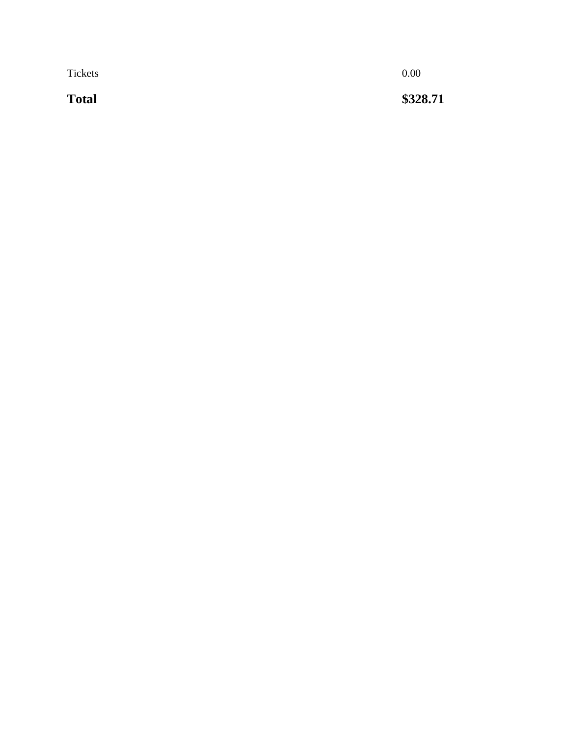| | |
|---|---|
| Tickets | 0.00 |
| **Total** | **$328.71** |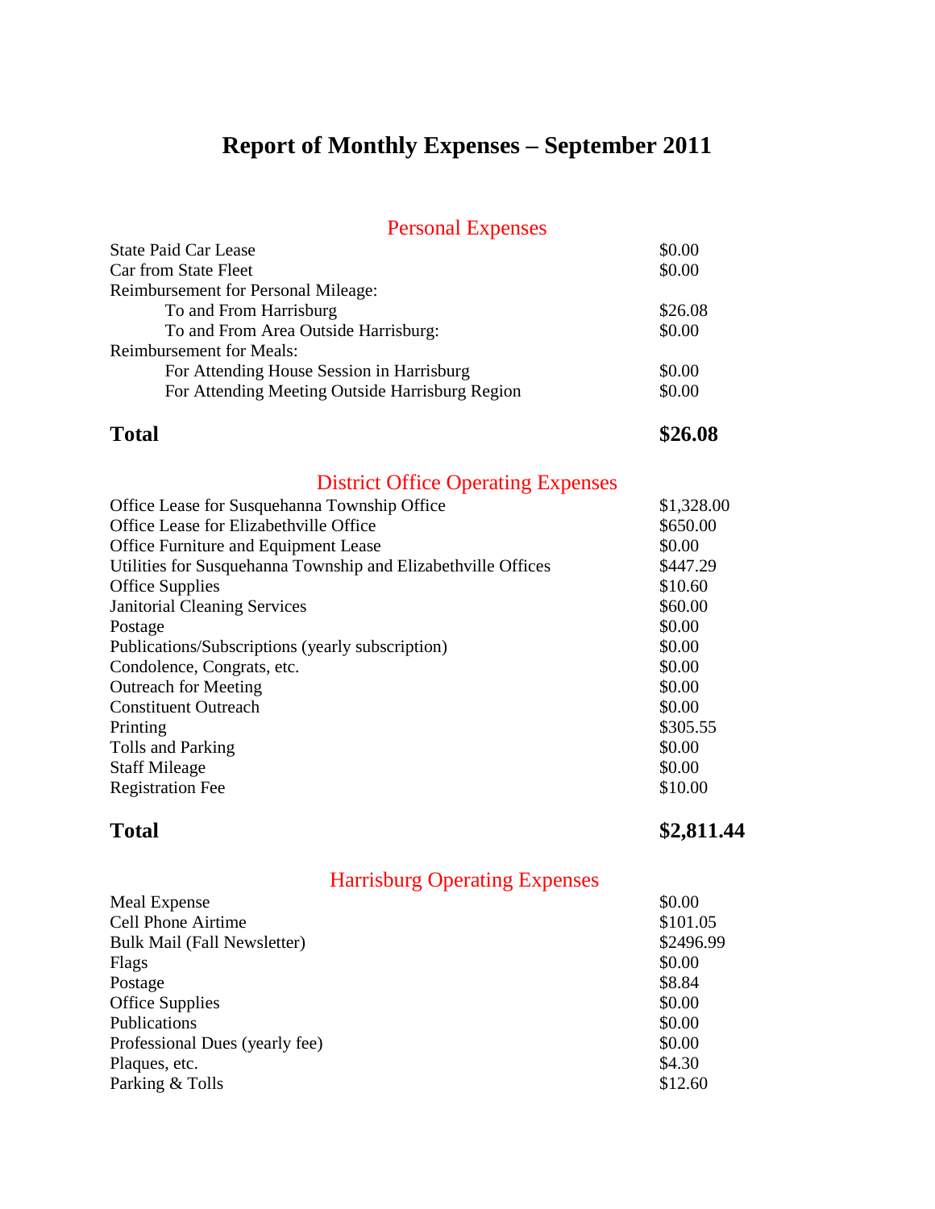# Report of Monthly Expenses – September 2011

## Personal Expenses

| | |
|---|---|
| State Paid Car Lease | $0.00 |
| Car from State Fleet | $0.00 |
| Reimbursement for Personal Mileage: | |
| To and From Harrisburg | $26.08 |
| To and From Area Outside Harrisburg: | $0.00 |
| Reimbursement for Meals: | |
| For Attending House Session in Harrisburg | $0.00 |
| For Attending Meeting Outside Harrisburg Region | $0.00 |
| **Total** | **$26.08** |

## District Office Operating Expenses

| | |
|---|---|
| Office Lease for Susquehanna Township Office | $1,328.00 |
| Office Lease for Elizabethville Office | $650.00 |
| Office Furniture and Equipment Lease | $0.00 |
| Utilities for Susquehanna Township and Elizabethville Offices | $447.29 |
| Office Supplies | $10.60 |
| Janitorial Cleaning Services | $60.00 |
| Postage | $0.00 |
| Publications/Subscriptions (yearly subscription) | $0.00 |
| Condolence, Congrats, etc. | $0.00 |
| Outreach for Meeting | $0.00 |
| Constituent Outreach | $0.00 |
| Printing | $305.55 |
| Tolls and Parking | $0.00 |
| Staff Mileage | $0.00 |
| Registration Fee | $10.00 |
| **Total** | **$2,811.44** |

## Harrisburg Operating Expenses

| | |
|---|---|
| Meal Expense | $0.00 |
| Cell Phone Airtime | $101.05 |
| Bulk Mail (Fall Newsletter) | $2496.99 |
| Flags | $0.00 |
| Postage | $8.84 |
| Office Supplies | $0.00 |
| Publications | $0.00 |
| Professional Dues (yearly fee) | $0.00 |
| Plaques, etc. | $4.30 |
| Parking & Tolls | $12.60 |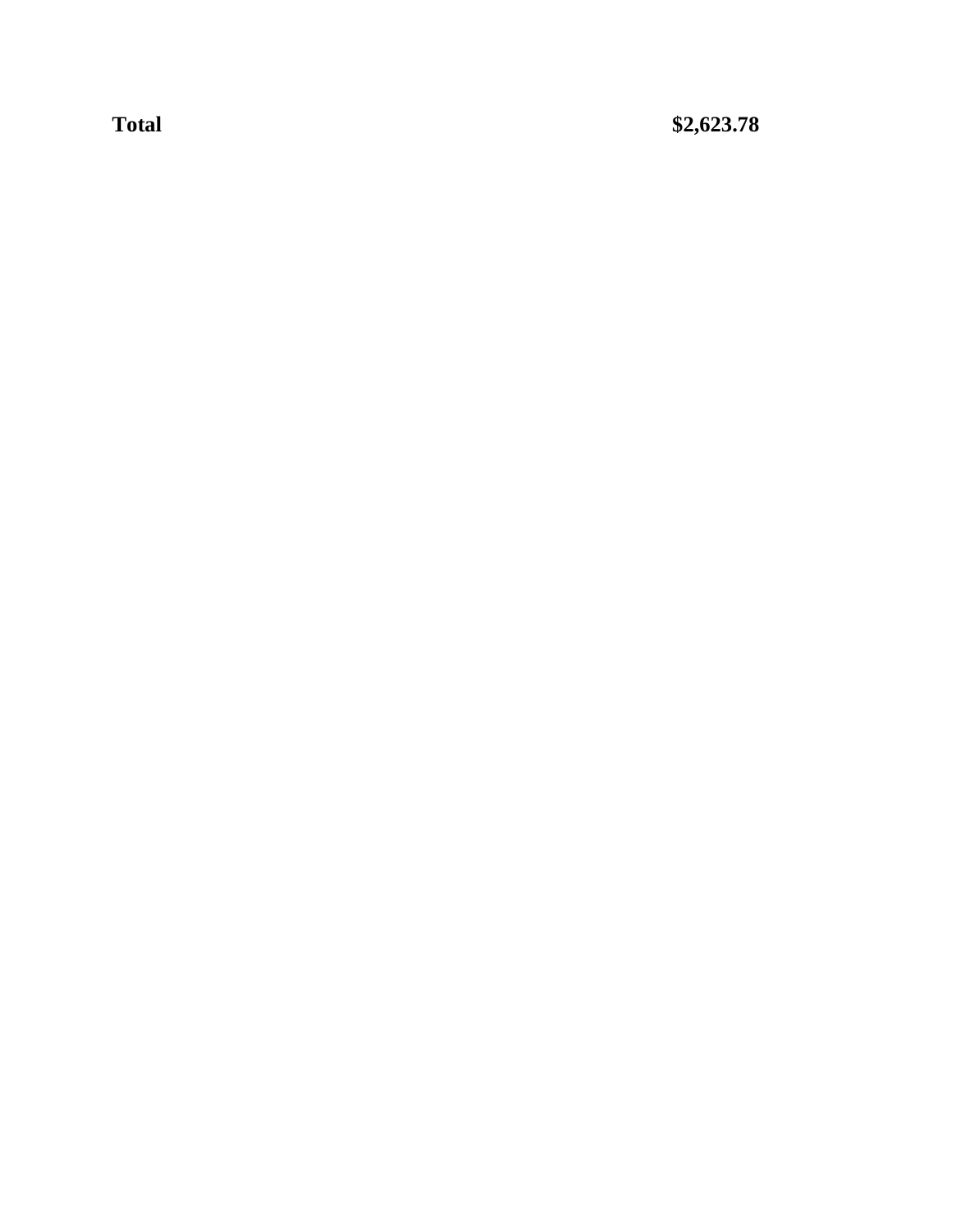| | |
|---|---|
| **Total** | **$2,623.78** |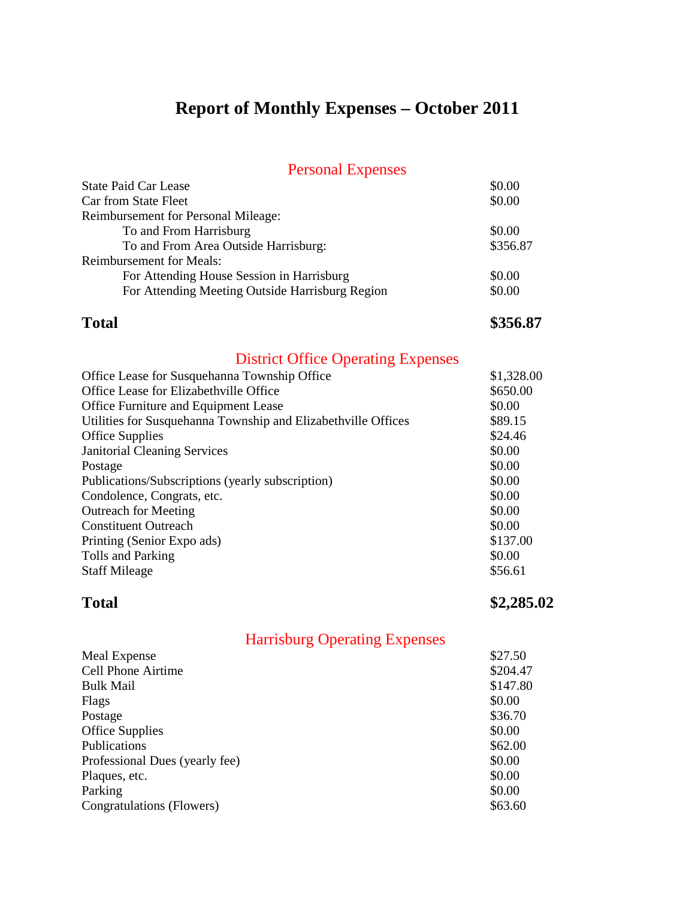# Report of Monthly Expenses – October 2011

## Personal Expenses

| | |
|---|---|
| State Paid Car Lease | $0.00 |
| Car from State Fleet | $0.00 |
| Reimbursement for Personal Mileage: | |
| To and From Harrisburg | $0.00 |
| To and From Area Outside Harrisburg: | $356.87 |
| Reimbursement for Meals: | |
| For Attending House Session in Harrisburg | $0.00 |
| For Attending Meeting Outside Harrisburg Region | $0.00 |
| **Total** | **$356.87** |

## District Office Operating Expenses

| | |
|---|---|
| Office Lease for Susquehanna Township Office | $1,328.00 |
| Office Lease for Elizabethville Office | $650.00 |
| Office Furniture and Equipment Lease | $0.00 |
| Utilities for Susquehanna Township and Elizabethville Offices | $89.15 |
| Office Supplies | $24.46 |
| Janitorial Cleaning Services | $0.00 |
| Postage | $0.00 |
| Publications/Subscriptions (yearly subscription) | $0.00 |
| Condolence, Congrats, etc. | $0.00 |
| Outreach for Meeting | $0.00 |
| Constituent Outreach | $0.00 |
| Printing (Senior Expo ads) | $137.00 |
| Tolls and Parking | $0.00 |
| Staff Mileage | $56.61 |
| **Total** | **$2,285.02** |

## Harrisburg Operating Expenses

| | |
|---|---|
| Meal Expense | $27.50 |
| Cell Phone Airtime | $204.47 |
| Bulk Mail | $147.80 |
| Flags | $0.00 |
| Postage | $36.70 |
| Office Supplies | $0.00 |
| Publications | $62.00 |
| Professional Dues (yearly fee) | $0.00 |
| Plaques, etc. | $0.00 |
| Parking | $0.00 |
| Congratulations (Flowers) | $63.60 |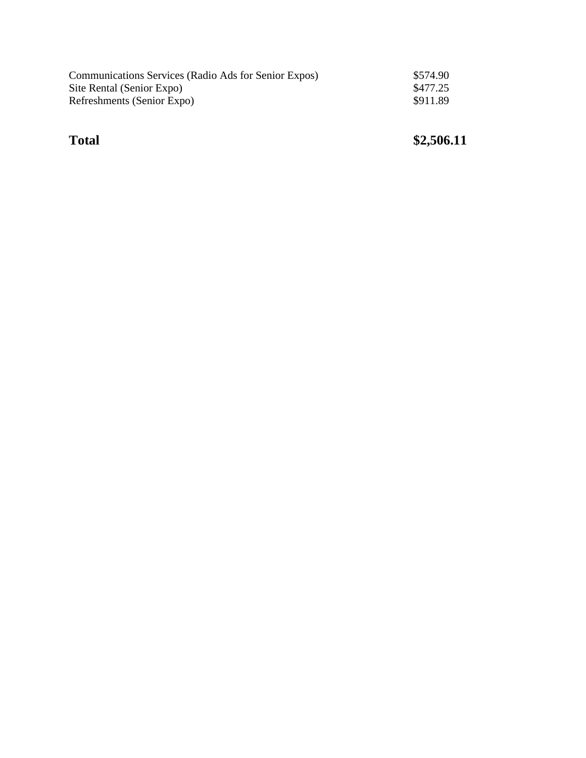| | |
|---|---|
| Communications Services (Radio Ads for Senior Expos) | $574.90 |
| Site Rental (Senior Expo) | $477.25 |
| Refreshments (Senior Expo) | $911.89 |
| **Total** | **$2,506.11** |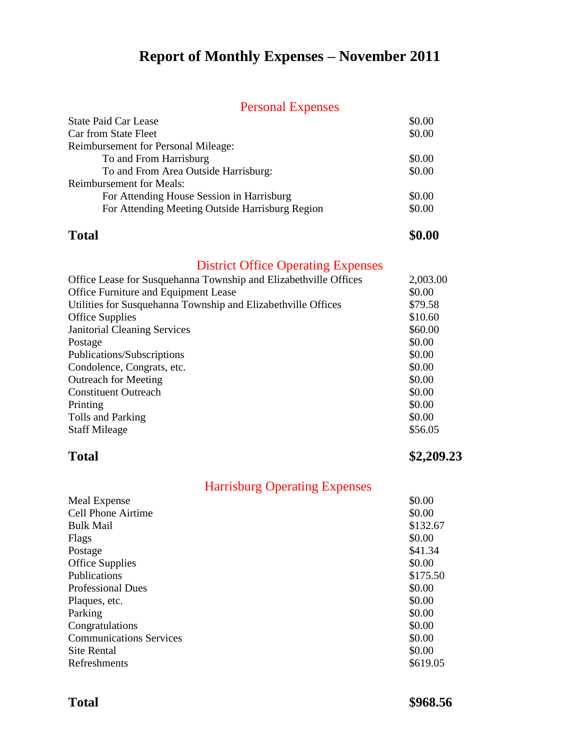# Report of Monthly Expenses – November 2011

## Personal Expenses

| | |
|---|---|
| State Paid Car Lease | $0.00 |
| Car from State Fleet | $0.00 |
| Reimbursement for Personal Mileage: | |
| To and From Harrisburg | $0.00 |
| To and From Area Outside Harrisburg: | $0.00 |
| Reimbursement for Meals: | |
| For Attending House Session in Harrisburg | $0.00 |
| For Attending Meeting Outside Harrisburg Region | $0.00 |
| **Total** | **$0.00** |

## District Office Operating Expenses

| | |
|---|---|
| Office Lease for Susquehanna Township and Elizabethville Offices | 2,003.00 |
| Office Furniture and Equipment Lease | $0.00 |
| Utilities for Susquehanna Township and Elizabethville Offices | $79.58 |
| Office Supplies | $10.60 |
| Janitorial Cleaning Services | $60.00 |
| Postage | $0.00 |
| Publications/Subscriptions | $0.00 |
| Condolence, Congrats, etc. | $0.00 |
| Outreach for Meeting | $0.00 |
| Constituent Outreach | $0.00 |
| Printing | $0.00 |
| Tolls and Parking | $0.00 |
| Staff Mileage | $56.05 |
| **Total** | **$2,209.23** |

## Harrisburg Operating Expenses

| | |
|---|---|
| Meal Expense | $0.00 |
| Cell Phone Airtime | $0.00 |
| Bulk Mail | $132.67 |
| Flags | $0.00 |
| Postage | $41.34 |
| Office Supplies | $0.00 |
| Publications | $175.50 |
| Professional Dues | $0.00 |
| Plaques, etc. | $0.00 |
| Parking | $0.00 |
| Congratulations | $0.00 |
| Communications Services | $0.00 |
| Site Rental | $0.00 |
| Refreshments | $619.05 |
| **Total** | **$968.56** |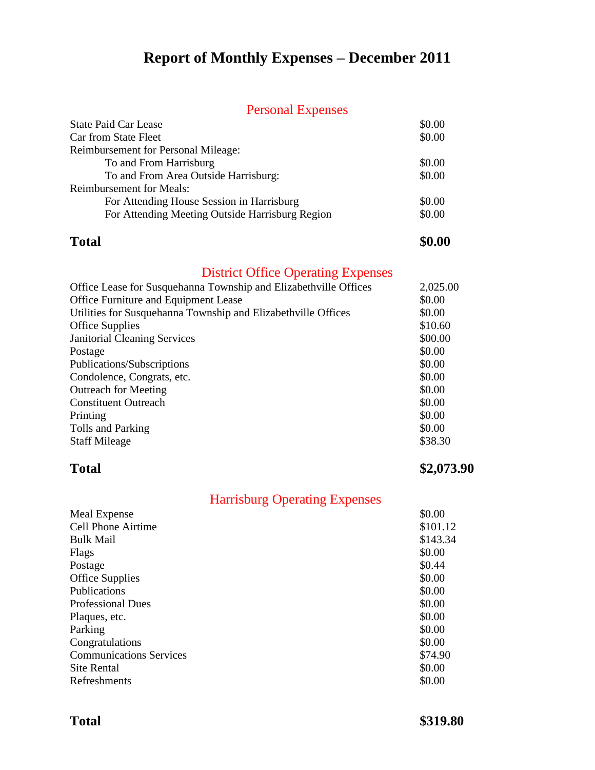# Report of Monthly Expenses – December 2011

## Personal Expenses

| | |
|---|---|
| State Paid Car Lease | $0.00 |
| Car from State Fleet | $0.00 |
| Reimbursement for Personal Mileage: | |
| To and From Harrisburg | $0.00 |
| To and From Area Outside Harrisburg: | $0.00 |
| Reimbursement for Meals: | |
| For Attending House Session in Harrisburg | $0.00 |
| For Attending Meeting Outside Harrisburg Region | $0.00 |
| **Total** | **$0.00** |

## District Office Operating Expenses

| | |
|---|---|
| Office Lease for Susquehanna Township and Elizabethville Offices | 2,025.00 |
| Office Furniture and Equipment Lease | $0.00 |
| Utilities for Susquehanna Township and Elizabethville Offices | $0.00 |
| Office Supplies | $10.60 |
| Janitorial Cleaning Services | $00.00 |
| Postage | $0.00 |
| Publications/Subscriptions | $0.00 |
| Condolence, Congrats, etc. | $0.00 |
| Outreach for Meeting | $0.00 |
| Constituent Outreach | $0.00 |
| Printing | $0.00 |
| Tolls and Parking | $0.00 |
| Staff Mileage | $38.30 |
| **Total** | **$2,073.90** |

## Harrisburg Operating Expenses

| | |
|---|---|
| Meal Expense | $0.00 |
| Cell Phone Airtime | $101.12 |
| Bulk Mail | $143.34 |
| Flags | $0.00 |
| Postage | $0.44 |
| Office Supplies | $0.00 |
| Publications | $0.00 |
| Professional Dues | $0.00 |
| Plaques, etc. | $0.00 |
| Parking | $0.00 |
| Congratulations | $0.00 |
| Communications Services | $74.90 |
| Site Rental | $0.00 |
| Refreshments | $0.00 |
| **Total** | **$319.80** |